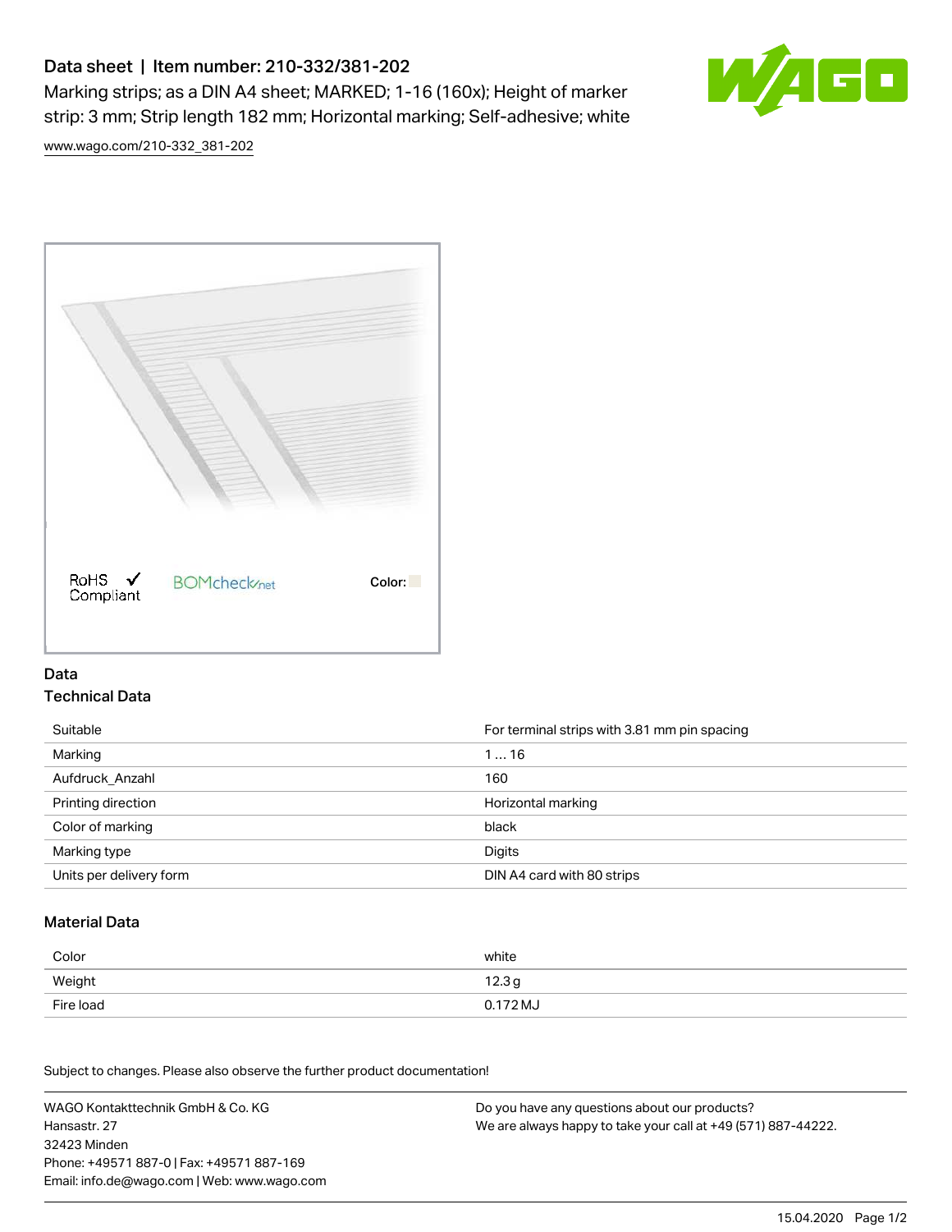# Data sheet | Item number: 210-332/381-202

Marking strips; as a DIN A4 sheet; MARKED; 1-16 (160x); Height of marker strip: 3 mm; Strip length 182 mm; Horizontal marking; Self-adhesive; white

www.wago.com/210-332_381-202

RoHS ✓ Compliant    BOMcheck.net    Color:

## Data

### Technical Data

| | |
|---|---|
| Suitable | For terminal strips with 3.81 mm pin spacing |
| Marking | 1 … 16 |
| Aufdruck_Anzahl | 160 |
| Printing direction | Horizontal marking |
| Color of marking | black |
| Marking type | Digits |
| Units per delivery form | DIN A4 card with 80 strips |

### Material Data

| | |
|---|---|
| Color | white |
| Weight | 12.3 g |
| Fire load | 0.172 MJ |

Subject to changes. Please also observe the further product documentation!

WAGO Kontakttechnik GmbH & Co. KG
Hansastr. 27
32423 Minden
Phone: +49571 887-0 | Fax: +49571 887-169
Email: info.de@wago.com | Web: www.wago.com

Do you have any questions about our products?
We are always happy to take your call at +49 (571) 887-44222.

15.04.2020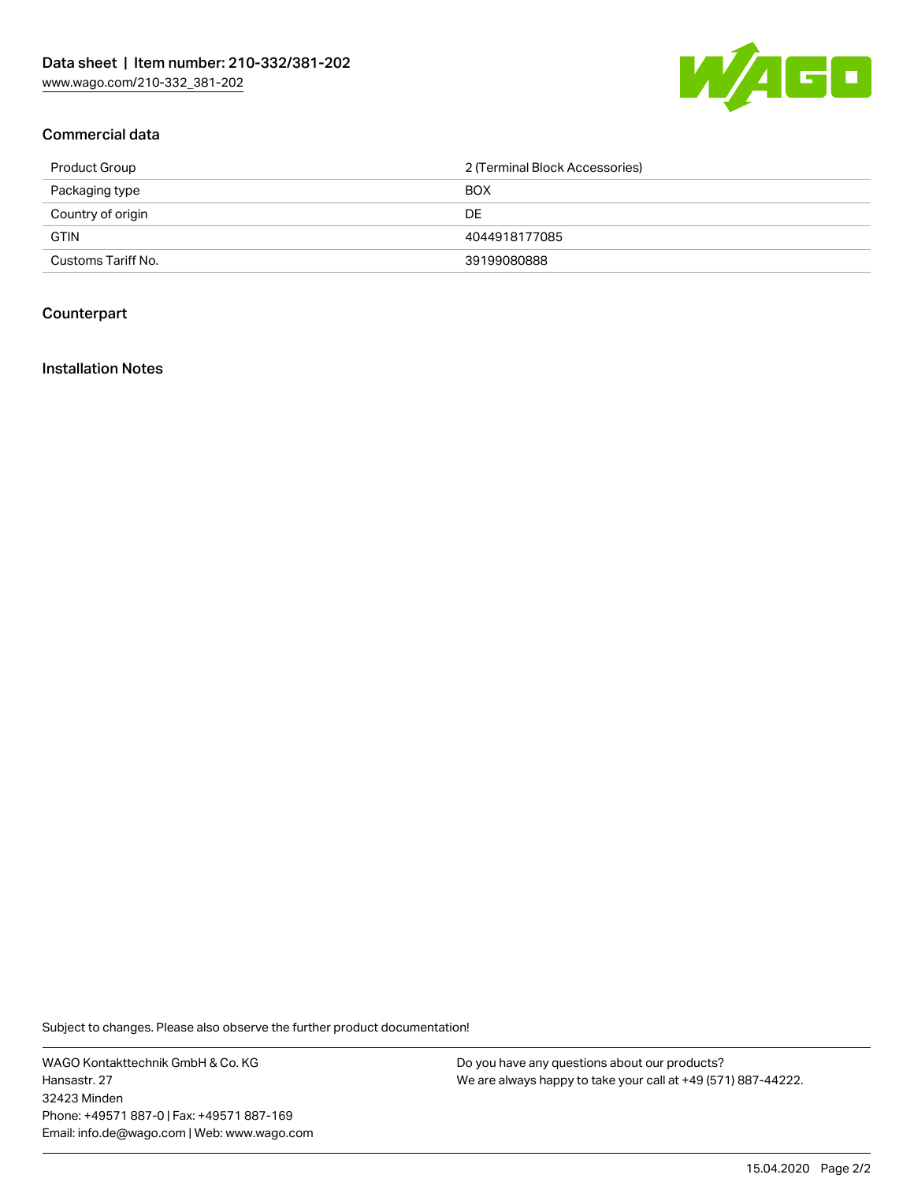## Commercial data

| | |
|---|---|
| Product Group | 2 (Terminal Block Accessories) |
| Packaging type | BOX |
| Country of origin | DE |
| GTIN | 4044918177085 |
| Customs Tariff No. | 39199080888 |

## Counterpart

## Installation Notes

Subject to changes. Please also observe the further product documentation!

WAGO Kontakttechnik GmbH & Co. KG
Hansastr. 27
32423 Minden
Phone: +49571 887-0 | Fax: +49571 887-169
Email: info.de@wago.com | Web: www.wago.com

Do you have any questions about our products?
We are always happy to take your call at +49 (571) 887-44222.